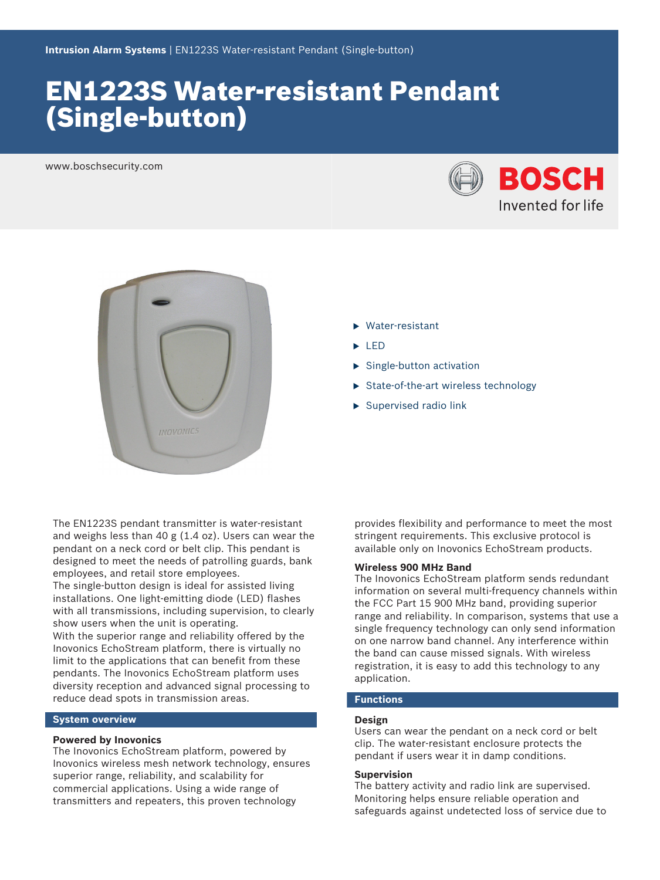Intrusion Alarm Systems | EN1223S Water-resistant Pendant (Single-button)

# EN1223S Water-resistant Pendant (Single-button)

www.boschsecurity.com

- Water-resistant
- LED
- Single-button activation
- State-of-the-art wireless technology
- Supervised radio link

The EN1223S pendant transmitter is water-resistant and weighs less than 40 g (1.4 oz). Users can wear the pendant on a neck cord or belt clip. This pendant is designed to meet the needs of patrolling guards, bank employees, and retail store employees.

The single-button design is ideal for assisted living installations. One light-emitting diode (LED) flashes with all transmissions, including supervision, to clearly show users when the unit is operating.

With the superior range and reliability offered by the Inovonics EchoStream platform, there is virtually no limit to the applications that can benefit from these pendants. The Inovonics EchoStream platform uses diversity reception and advanced signal processing to reduce dead spots in transmission areas.

## System overview

### Powered by Inovonics

The Inovonics EchoStream platform, powered by Inovonics wireless mesh network technology, ensures superior range, reliability, and scalability for commercial applications. Using a wide range of transmitters and repeaters, this proven technology provides flexibility and performance to meet the most stringent requirements. This exclusive protocol is available only on Inovonics EchoStream products.

### Wireless 900 MHz Band

The Inovonics EchoStream platform sends redundant information on several multi-frequency channels within the FCC Part 15 900 MHz band, providing superior range and reliability. In comparison, systems that use a single frequency technology can only send information on one narrow band channel. Any interference within the band can cause missed signals. With wireless registration, it is easy to add this technology to any application.

## Functions

### Design

Users can wear the pendant on a neck cord or belt clip. The water-resistant enclosure protects the pendant if users wear it in damp conditions.

### Supervision

The battery activity and radio link are supervised. Monitoring helps ensure reliable operation and safeguards against undetected loss of service due to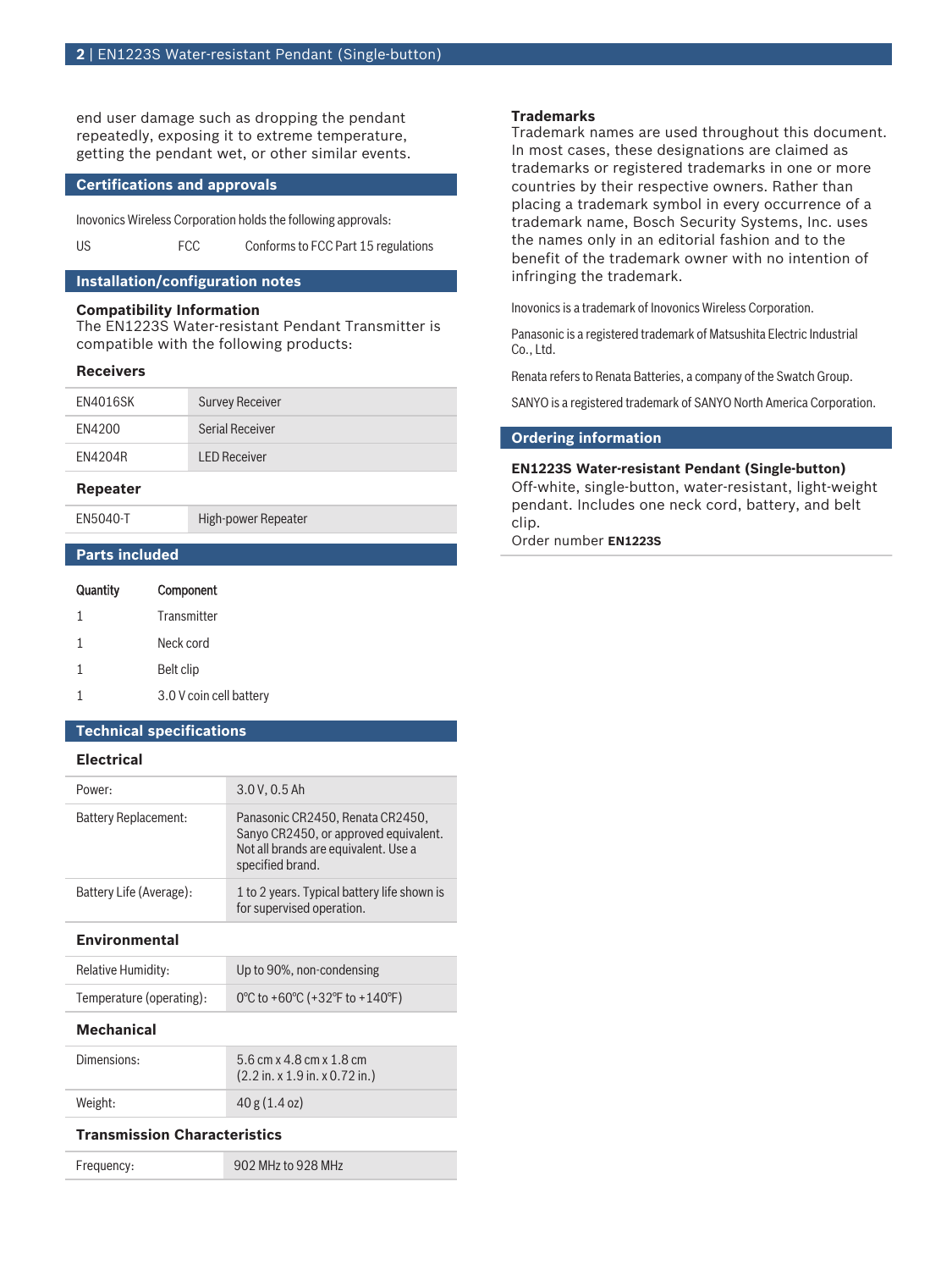end user damage such as dropping the pendant repeatedly, exposing it to extreme temperature, getting the pendant wet, or other similar events.

## Certifications and approvals

Inovonics Wireless Corporation holds the following approvals:

| US | FCC | Conforms to FCC Part 15 regulations |
|---|---|---|

## Installation/configuration notes

**Compatibility Information**
The EN1223S Water-resistant Pendant Transmitter is compatible with the following products:

### Receivers

| | |
|---|---|
| EN4016SK | Survey Receiver |
| EN4200 | Serial Receiver |
| EN4204R | LED Receiver |

### Repeater

| | |
|---|---|
| EN5040-T | High-power Repeater |

## Parts included

| Quantity | Component |
|---|---|
| 1 | Transmitter |
| 1 | Neck cord |
| 1 | Belt clip |
| 1 | 3.0 V coin cell battery |

## Technical specifications

### Electrical

| | |
|---|---|
| Power: | 3.0 V, 0.5 Ah |
| Battery Replacement: | Panasonic CR2450, Renata CR2450, Sanyo CR2450, or approved equivalent. Not all brands are equivalent. Use a specified brand. |
| Battery Life (Average): | 1 to 2 years. Typical battery life shown is for supervised operation. |

### Environmental

| | |
|---|---|
| Relative Humidity: | Up to 90%, non-condensing |
| Temperature (operating): | 0ºC to +60ºC (+32ºF to +140ºF) |

### Mechanical

| | |
|---|---|
| Dimensions: | 5.6 cm x 4.8 cm x 1.8 cm (2.2 in. x 1.9 in. x 0.72 in.) |
| Weight: | 40 g (1.4 oz) |

### Transmission Characteristics

| | |
|---|---|
| Frequency: | 902 MHz to 928 MHz |

**Trademarks**
Trademark names are used throughout this document. In most cases, these designations are claimed as trademarks or registered trademarks in one or more countries by their respective owners. Rather than placing a trademark symbol in every occurrence of a trademark name, Bosch Security Systems, Inc. uses the names only in an editorial fashion and to the benefit of the trademark owner with no intention of infringing the trademark.

Inovonics is a trademark of Inovonics Wireless Corporation.

Panasonic is a registered trademark of Matsushita Electric Industrial Co., Ltd.

Renata refers to Renata Batteries, a company of the Swatch Group.

SANYO is a registered trademark of SANYO North America Corporation.

## Ordering information

**EN1223S Water-resistant Pendant (Single-button)**
Off-white, single-button, water-resistant, light-weight pendant. Includes one neck cord, battery, and belt clip.
Order number **EN1223S**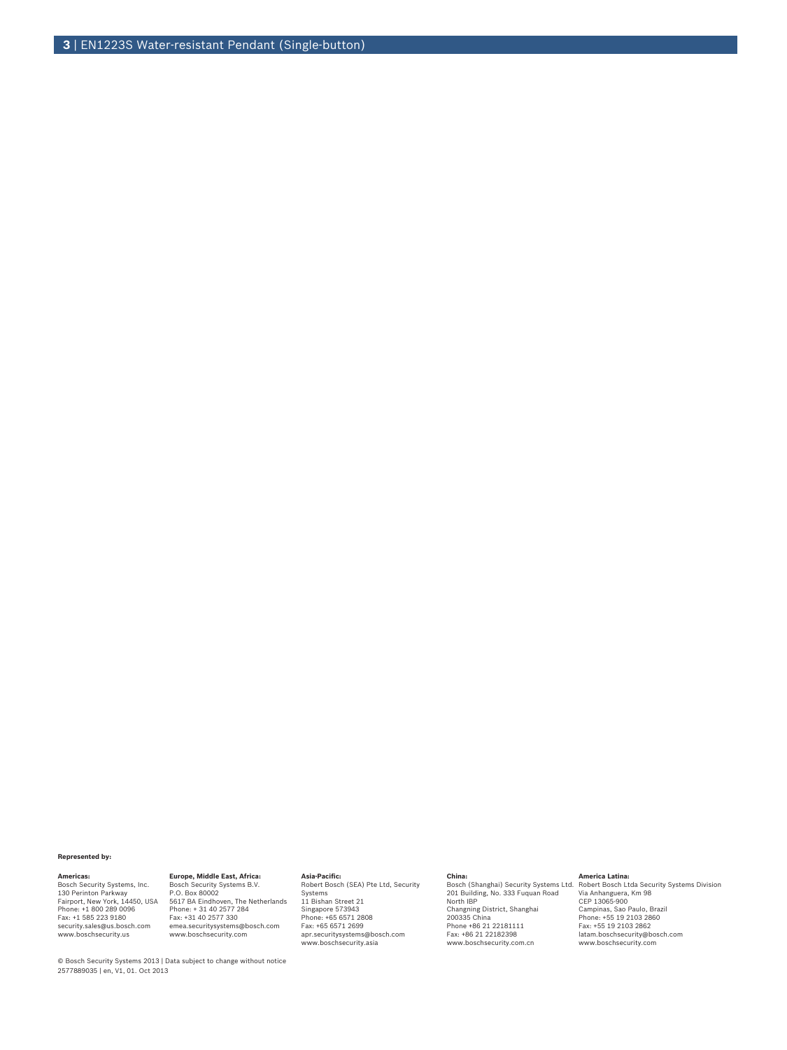**Represented by:**

**Americas:**
Bosch Security Systems, Inc.
130 Perinton Parkway
Fairport, New York, 14450, USA
Phone: +1 800 289 0096
Fax: +1 585 223 9180
security.sales@us.bosch.com
www.boschsecurity.us

**Europe, Middle East, Africa:**
Bosch Security Systems B.V.
P.O. Box 80002
5617 BA Eindhoven, The Netherlands
Phone: + 31 40 2577 284
Fax: +31 40 2577 330
emea.securitysystems@bosch.com
www.boschsecurity.com

**Asia-Pacific:**
Robert Bosch (SEA) Pte Ltd, Security Systems
11 Bishan Street 21
Singapore 573943
Phone: +65 6571 2808
Fax: +65 6571 2699
apr.securitysystems@bosch.com
www.boschsecurity.asia

**China:**
Bosch (Shanghai) Security Systems Ltd.
201 Building, No. 333 Fuquan Road
North IBP
Changning District, Shanghai
200335 China
Phone +86 21 22181111
Fax: +86 21 22182398
www.boschsecurity.com.cn

**America Latina:**
Robert Bosch Ltda Security Systems Division
Via Anhanguera, Km 98
CEP 13065-900
Campinas, Sao Paulo, Brazil
Phone: +55 19 2103 2860
Fax: +55 19 2103 2862
latam.boschsecurity@bosch.com
www.boschsecurity.com

© Bosch Security Systems 2013 | Data subject to change without notice
2577889035 | en, V1, 01. Oct 2013